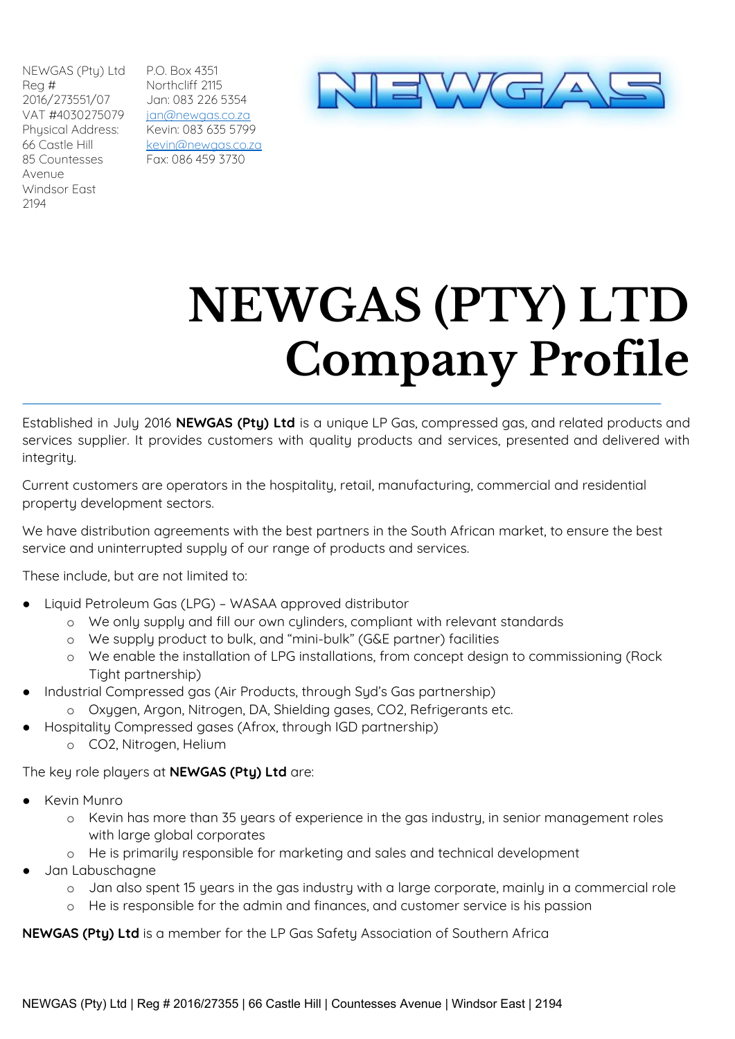NEWGAS (Pty) Ltd
Reg # 2016/273551/07
VAT #4030275079
Physical Address:
66 Castle Hill
85 Countesses Avenue
Windsor East
2194

P.O. Box 4351
Northcliff 2115
Jan: 083 226 5354
jan@newgas.co.za
Kevin: 083 635 5799
kevin@newgas.co.za
Fax: 086 459 3730

NEWGAS

# NEWGAS (PTY) LTD Company Profile

Established in July 2016 **NEWGAS (Pty) Ltd** is a unique LP Gas, compressed gas, and related products and services supplier. It provides customers with quality products and services, presented and delivered with integrity.

Current customers are operators in the hospitality, retail, manufacturing, commercial and residential property development sectors.

We have distribution agreements with the best partners in the South African market, to ensure the best service and uninterrupted supply of our range of products and services.

These include, but are not limited to:

- Liquid Petroleum Gas (LPG) – WASAA approved distributor
  - We only supply and fill our own cylinders, compliant with relevant standards
  - We supply product to bulk, and "mini-bulk" (G&E partner) facilities
  - We enable the installation of LPG installations, from concept design to commissioning (Rock Tight partnership)
- Industrial Compressed gas (Air Products, through Syd's Gas partnership)
  - Oxygen, Argon, Nitrogen, DA, Shielding gases, CO2, Refrigerants etc.
- Hospitality Compressed gases (Afrox, through IGD partnership)
  - CO2, Nitrogen, Helium

The key role players at **NEWGAS (Pty) Ltd** are:

- Kevin Munro
  - Kevin has more than 35 years of experience in the gas industry, in senior management roles with large global corporates
  - He is primarily responsible for marketing and sales and technical development
- Jan Labuschagne
  - Jan also spent 15 years in the gas industry with a large corporate, mainly in a commercial role
  - He is responsible for the admin and finances, and customer service is his passion

**NEWGAS (Pty) Ltd** is a member for the LP Gas Safety Association of Southern Africa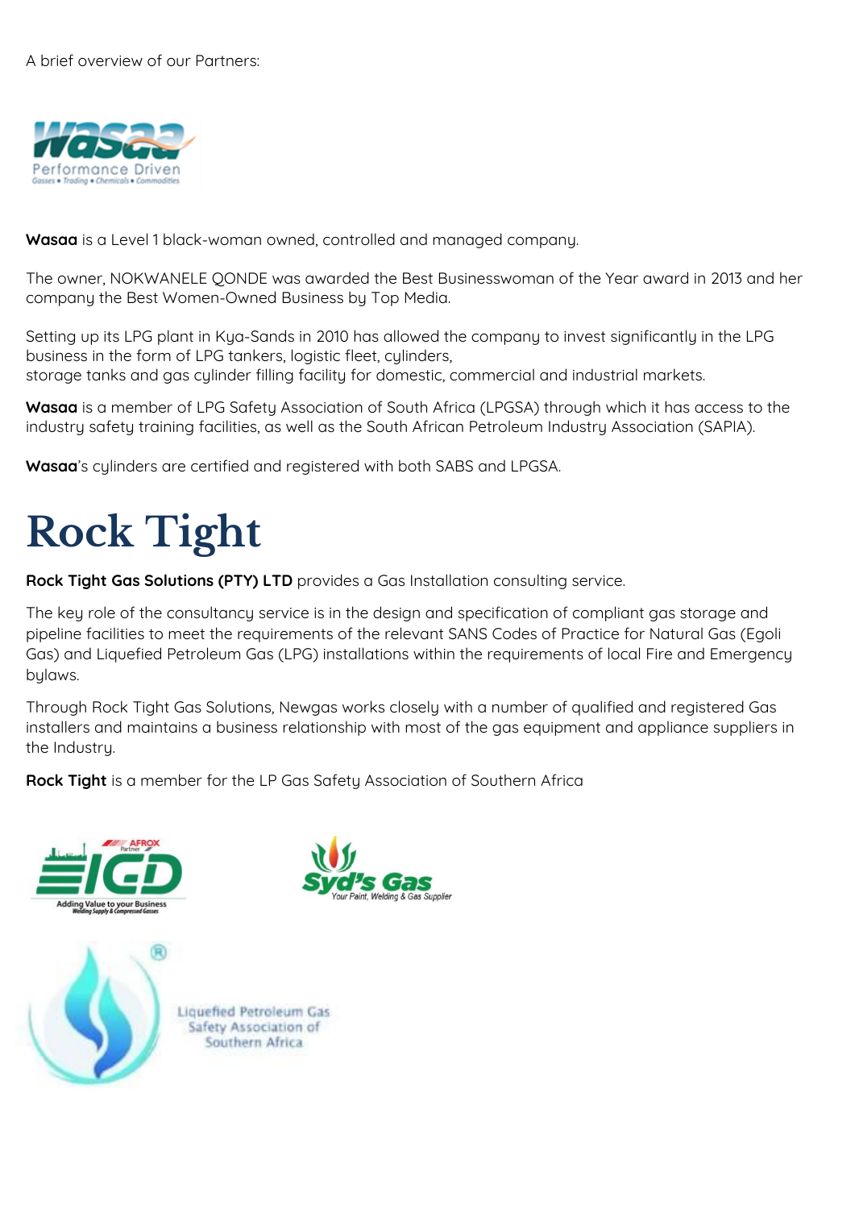A brief overview of our Partners:

**Wasaa** is a Level 1 black-woman owned, controlled and managed company.

The owner, NOKWANELE QONDE was awarded the Best Businesswoman of the Year award in 2013 and her company the Best Women-Owned Business by Top Media.

Setting up its LPG plant in Kya-Sands in 2010 has allowed the company to invest significantly in the LPG business in the form of LPG tankers, logistic fleet, cylinders,
storage tanks and gas cylinder filling facility for domestic, commercial and industrial markets.

**Wasaa** is a member of LPG Safety Association of South Africa (LPGSA) through which it has access to the industry safety training facilities, as well as the South African Petroleum Industry Association (SAPIA).

**Wasaa**'s cylinders are certified and registered with both SABS and LPGSA.

# Rock Tight

**Rock Tight Gas Solutions (PTY) LTD** provides a Gas Installation consulting service.

The key role of the consultancy service is in the design and specification of compliant gas storage and pipeline facilities to meet the requirements of the relevant SANS Codes of Practice for Natural Gas (Egoli Gas) and Liquefied Petroleum Gas (LPG) installations within the requirements of local Fire and Emergency bylaws.

Through Rock Tight Gas Solutions, Newgas works closely with a number of qualified and registered Gas installers and maintains a business relationship with most of the gas equipment and appliance suppliers in the Industry.

**Rock Tight** is a member for the LP Gas Safety Association of Southern Africa